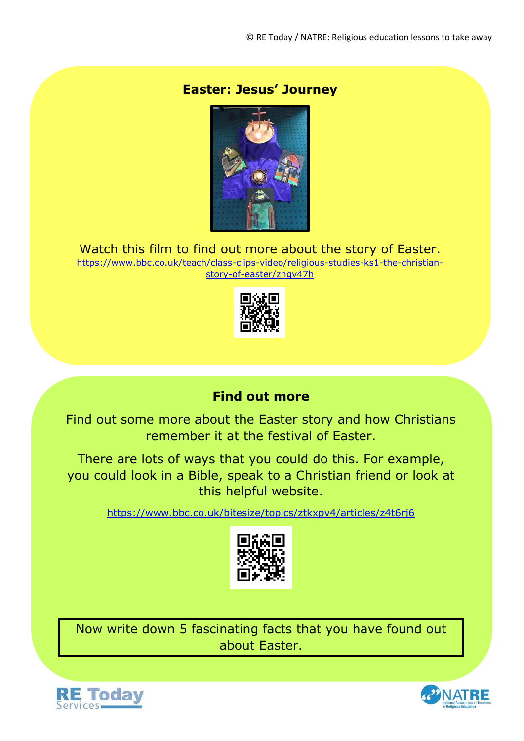## Easter: Jesus' Journey

Watch this film to find out more about the story of Easter.

https://www.bbc.co.uk/teach/class-clips-video/religious-studies-ks1-the-christian-story-of-easter/zhgv47h

## Find out more

Find out some more about the Easter story and how Christians remember it at the festival of Easter.

There are lots of ways that you could do this. For example, you could look in a Bible, speak to a Christian friend or look at this helpful website.

https://www.bbc.co.uk/bitesize/topics/ztkxpv4/articles/z4t6rj6

Now write down 5 fascinating facts that you have found out about Easter.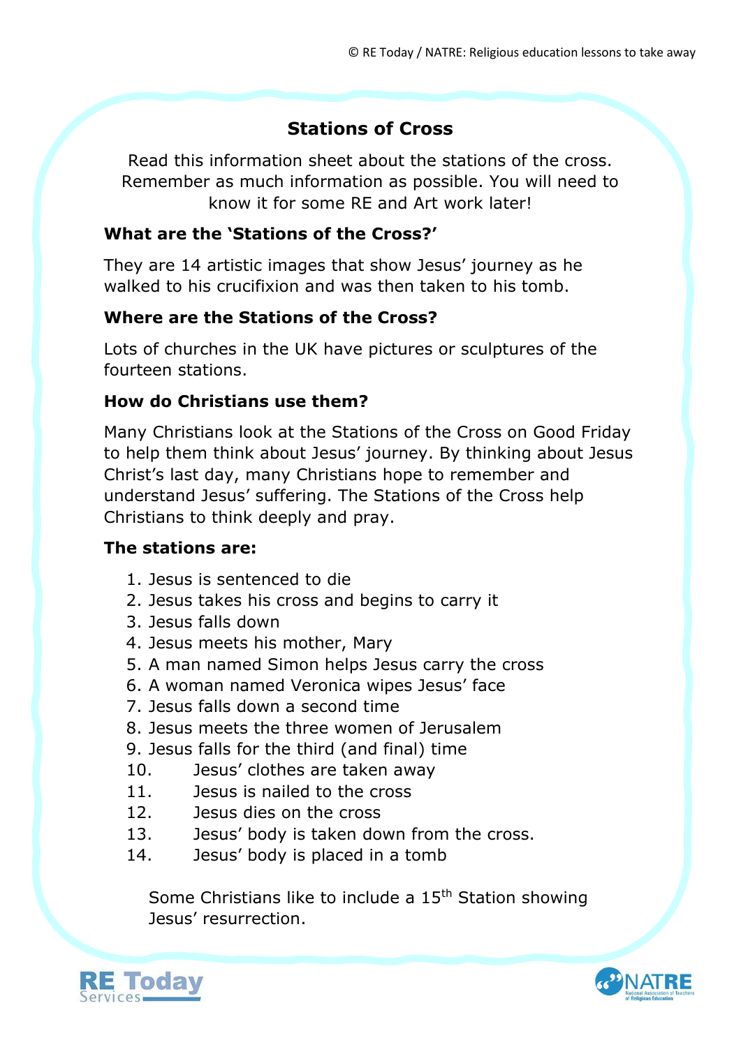# Stations of Cross

Read this information sheet about the stations of the cross. Remember as much information as possible. You will need to know it for some RE and Art work later!

### What are the 'Stations of the Cross?'

They are 14 artistic images that show Jesus' journey as he walked to his crucifixion and was then taken to his tomb.

### Where are the Stations of the Cross?

Lots of churches in the UK have pictures or sculptures of the fourteen stations.

### How do Christians use them?

Many Christians look at the Stations of the Cross on Good Friday to help them think about Jesus' journey. By thinking about Jesus Christ's last day, many Christians hope to remember and understand Jesus' suffering. The Stations of the Cross help Christians to think deeply and pray.

### The stations are:

1. Jesus is sentenced to die
2. Jesus takes his cross and begins to carry it
3. Jesus falls down
4. Jesus meets his mother, Mary
5. A man named Simon helps Jesus carry the cross
6. A woman named Veronica wipes Jesus' face
7. Jesus falls down a second time
8. Jesus meets the three women of Jerusalem
9. Jesus falls for the third (and final) time
10. Jesus' clothes are taken away
11. Jesus is nailed to the cross
12. Jesus dies on the cross
13. Jesus' body is taken down from the cross.
14. Jesus' body is placed in a tomb

Some Christians like to include a 15th Station showing Jesus' resurrection.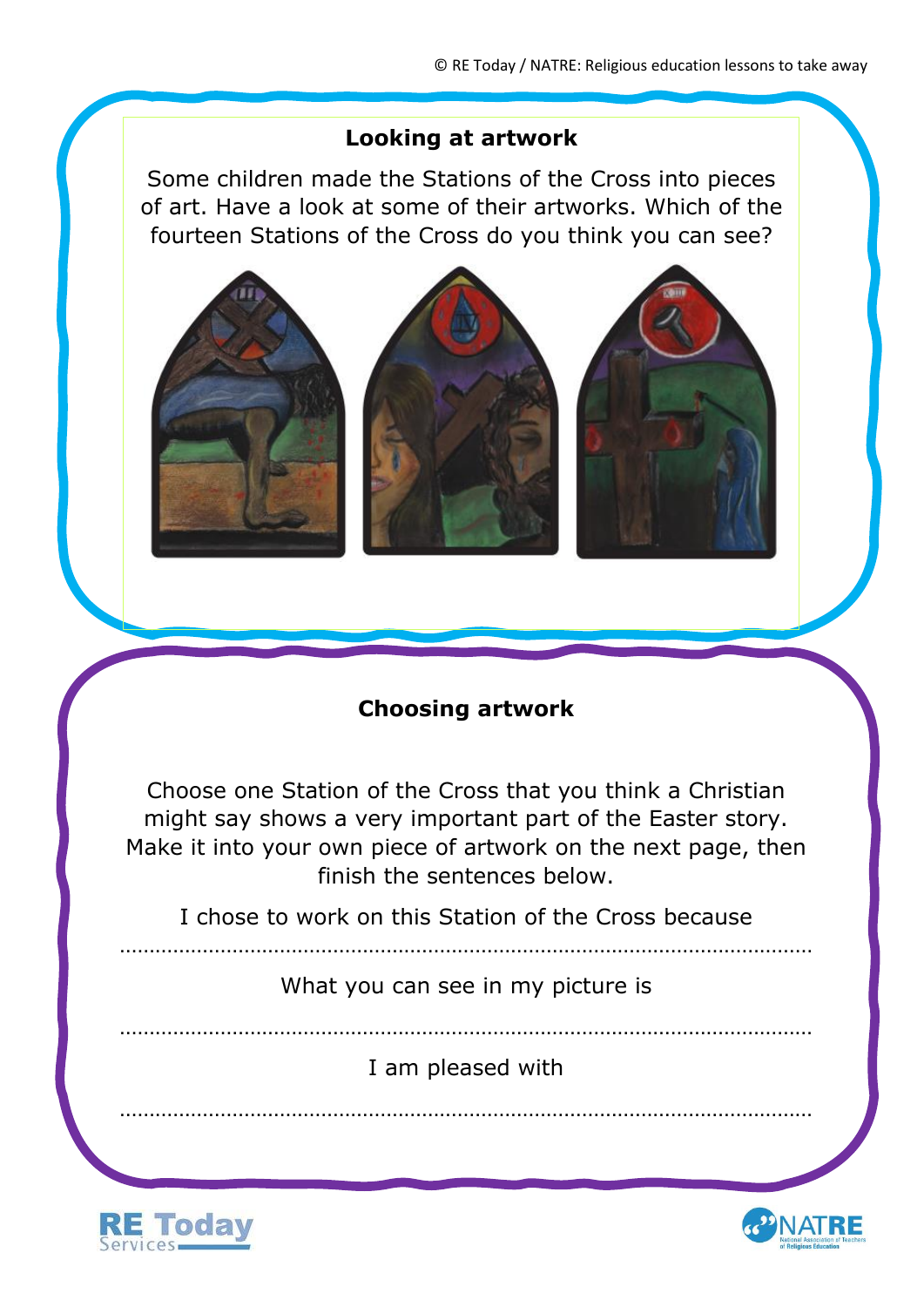## Looking at artwork

Some children made the Stations of the Cross into pieces of art. Have a look at some of their artworks. Which of the fourteen Stations of the Cross do you think you can see?

## Choosing artwork

Choose one Station of the Cross that you think a Christian might say shows a very important part of the Easter story. Make it into your own piece of artwork on the next page, then finish the sentences below.

I chose to work on this Station of the Cross because

……………………………………………………………………………………………………

What you can see in my picture is

……………………………………………………………………………………………………

I am pleased with

……………………………………………………………………………………………………